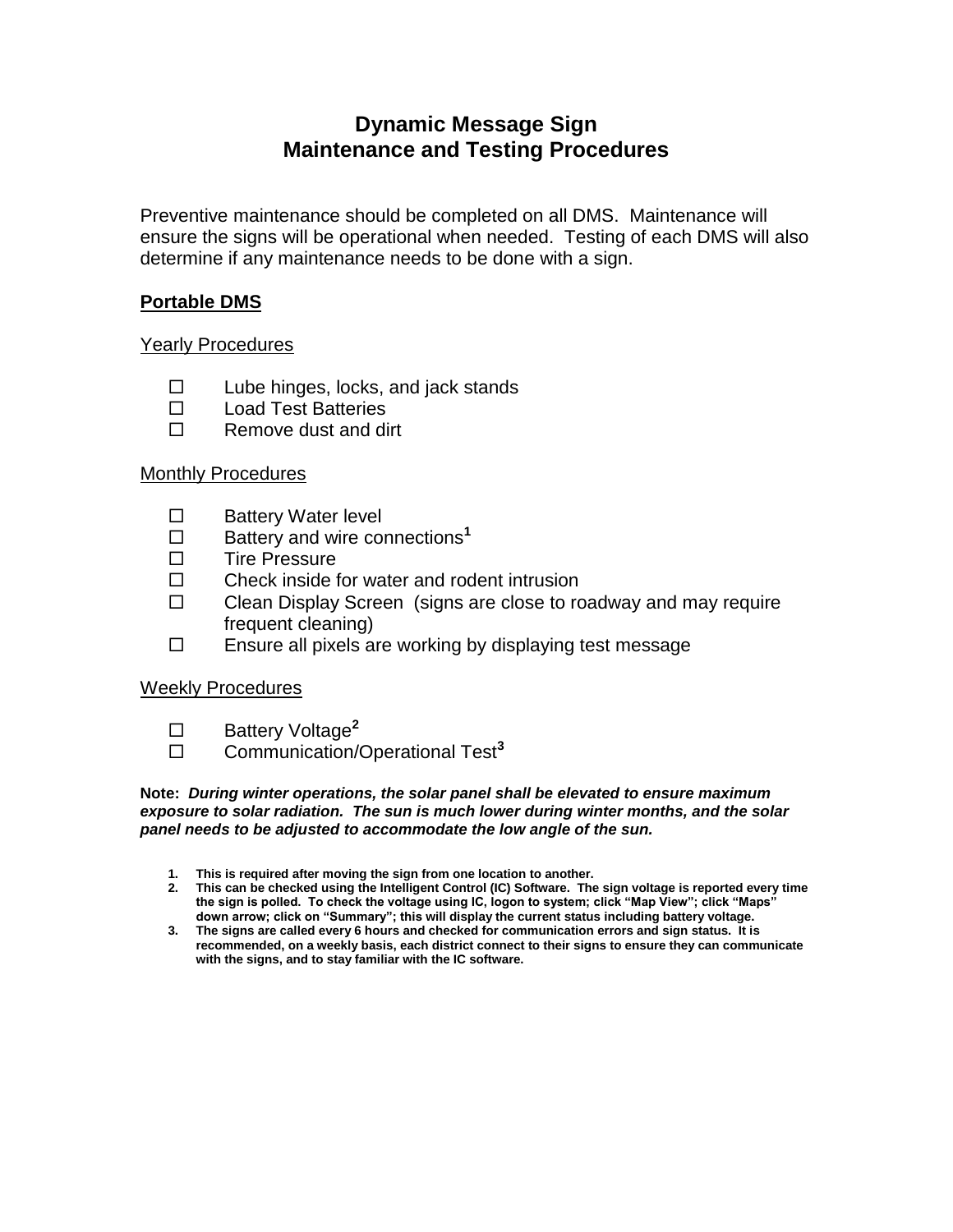# Dynamic Message Sign
# Maintenance and Testing Procedures

Preventive maintenance should be completed on all DMS. Maintenance will ensure the signs will be operational when needed. Testing of each DMS will also determine if any maintenance needs to be done with a sign.

## Portable DMS

### Yearly Procedures

- ☐ Lube hinges, locks, and jack stands
- ☐ Load Test Batteries
- ☐ Remove dust and dirt

### Monthly Procedures

- ☐ Battery Water level
- ☐ Battery and wire connections[1]
- ☐ Tire Pressure
- ☐ Check inside for water and rodent intrusion
- ☐ Clean Display Screen (signs are close to roadway and may require frequent cleaning)
- ☐ Ensure all pixels are working by displaying test message

### Weekly Procedures

- ☐ Battery Voltage[2]
- ☐ Communication/Operational Test[3]

**Note:** ***During winter operations, the solar panel shall be elevated to ensure maximum exposure to solar radiation. The sun is much lower during winter months, and the solar panel needs to be adjusted to accommodate the low angle of the sun.***

1. **This is required after moving the sign from one location to another.**
2. **This can be checked using the Intelligent Control (IC) Software. The sign voltage is reported every time the sign is polled. To check the voltage using IC, logon to system; click "Map View"; click "Maps" down arrow; click on "Summary"; this will display the current status including battery voltage.**
3. **The signs are called every 6 hours and checked for communication errors and sign status. It is recommended, on a weekly basis, each district connect to their signs to ensure they can communicate with the signs, and to stay familiar with the IC software.**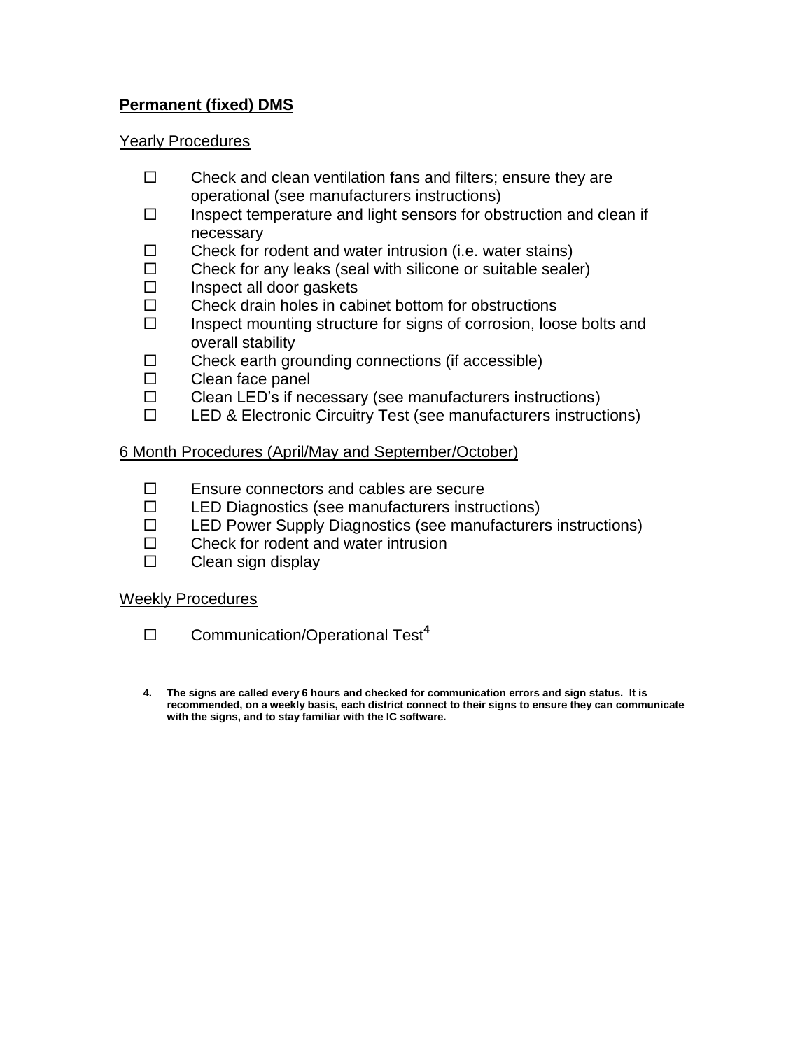**Permanent (fixed) DMS**

Yearly Procedures

- ☐ Check and clean ventilation fans and filters; ensure they are operational (see manufacturers instructions)
- ☐ Inspect temperature and light sensors for obstruction and clean if necessary
- ☐ Check for rodent and water intrusion (i.e. water stains)
- ☐ Check for any leaks (seal with silicone or suitable sealer)
- ☐ Inspect all door gaskets
- ☐ Check drain holes in cabinet bottom for obstructions
- ☐ Inspect mounting structure for signs of corrosion, loose bolts and overall stability
- ☐ Check earth grounding connections (if accessible)
- ☐ Clean face panel
- ☐ Clean LED's if necessary (see manufacturers instructions)
- ☐ LED & Electronic Circuitry Test (see manufacturers instructions)

6 Month Procedures (April/May and September/October)

- ☐ Ensure connectors and cables are secure
- ☐ LED Diagnostics (see manufacturers instructions)
- ☐ LED Power Supply Diagnostics (see manufacturers instructions)
- ☐ Check for rodent and water intrusion
- ☐ Clean sign display

Weekly Procedures

- ☐ Communication/Operational Test[4]

**4. The signs are called every 6 hours and checked for communication errors and sign status. It is recommended, on a weekly basis, each district connect to their signs to ensure they can communicate with the signs, and to stay familiar with the IC software.**